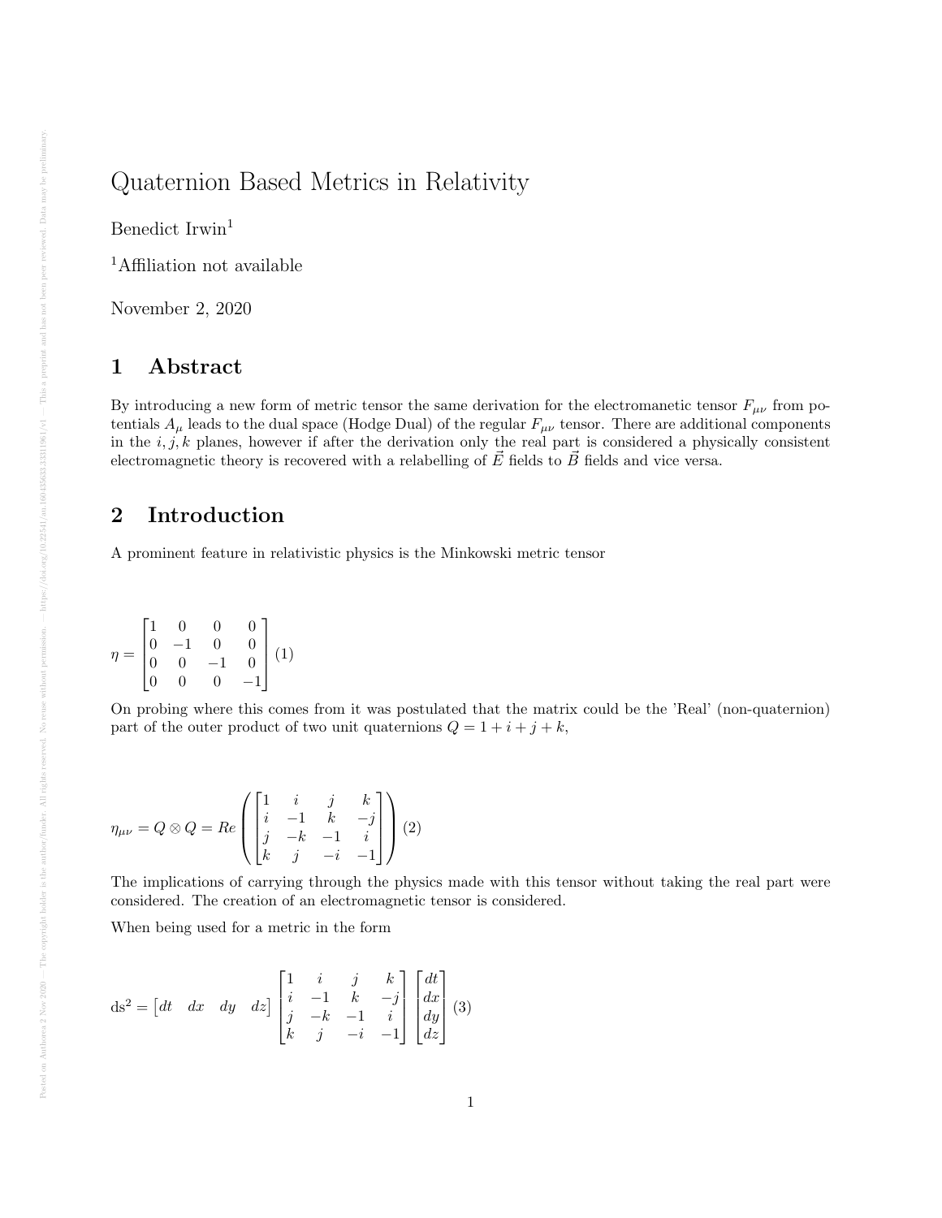# Quaternion Based Metrics in Relativity

Benedict Irwin[1]

[1]Affiliation not available

November 2, 2020

## 1 Abstract

By introducing a new form of metric tensor the same derivation for the electromanetic tensor $F_{\mu\nu}$ from potentials $A_\mu$ leads to the dual space (Hodge Dual) of the regular $F_{\mu\nu}$ tensor. There are additional components in the $i, j, k$ planes, however if after the derivation only the real part is considered a physically consistent electromagnetic theory is recovered with a relabelling of $\vec{E}$ fields to $\vec{B}$ fields and vice versa.

## 2 Introduction

A prominent feature in relativistic physics is the Minkowski metric tensor

$$\eta = \begin{bmatrix} 1 & 0 & 0 & 0 \\ 0 & -1 & 0 & 0 \\ 0 & 0 & -1 & 0 \\ 0 & 0 & 0 & -1 \end{bmatrix} \quad (1)$$

On probing where this comes from it was postulated that the matrix could be the 'Real' (non-quaternion) part of the outer product of two unit quaternions $Q = 1 + i + j + k$,

$$\eta_{\mu\nu} = Q \otimes Q = Re\left( \begin{bmatrix} 1 & i & j & k \\ i & -1 & k & -j \\ j & -k & -1 & i \\ k & j & -i & -1 \end{bmatrix} \right) \quad (2)$$

The implications of carrying through the physics made with this tensor without taking the real part were considered. The creation of an electromagnetic tensor is considered.

When being used for a metric in the form

$$\mathrm{d}s^2 = \begin{bmatrix} dt & dx & dy & dz \end{bmatrix} \begin{bmatrix} 1 & i & j & k \\ i & -1 & k & -j \\ j & -k & -1 & i \\ k & j & -i & -1 \end{bmatrix} \begin{bmatrix} dt \\ dx \\ dy \\ dz \end{bmatrix} \quad (3)$$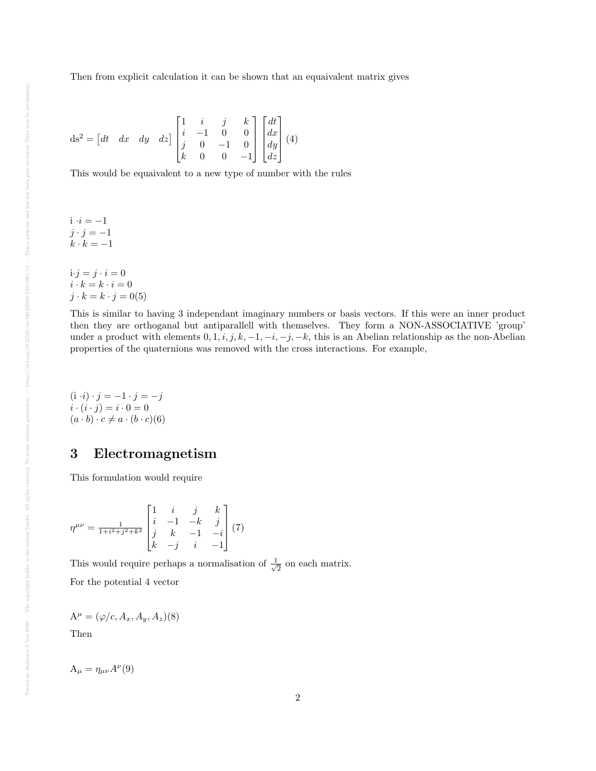Then from explicit calculation it can be shown that an equaivalent matrix gives

$$\mathrm{d}s^2 = \begin{bmatrix} dt & dx & dy & dz \end{bmatrix} \begin{bmatrix} 1 & i & j & k \\ i & -1 & 0 & 0 \\ j & 0 & -1 & 0 \\ k & 0 & 0 & -1 \end{bmatrix} \begin{bmatrix} dt \\ dx \\ dy \\ dz \end{bmatrix} (4)$$

This would be equaivalent to a new type of number with the rules

$$i \cdot i = -1$$
$$j \cdot j = -1$$
$$k \cdot k = -1$$

$$i \cdot j = j \cdot i = 0$$
$$i \cdot k = k \cdot i = 0$$
$$j \cdot k = k \cdot j = 0 (5)$$

This is similar to having 3 independant imaginary numbers or basis vectors. If this were an inner product then they are orthoganal but antiparallell with themselves. They form a NON-ASSOCIATIVE 'group' under a product with elements $0, 1, i, j, k, -1, -i, -j, -k$, this is an Abelian relationship as the non-Abelian properties of the quaternions was removed with the cross interactions. For example,

$$(i \cdot i) \cdot j = -1 \cdot j = -j$$
$$i \cdot (i \cdot j) = i \cdot 0 = 0$$
$$(a \cdot b) \cdot c \neq a \cdot (b \cdot c) (6)$$

# 3 Electromagnetism

This formulation would require

$$\eta^{\mu\nu} = \frac{1}{1+i^2+j^2+k^2} \begin{bmatrix} 1 & i & j & k \\ i & -1 & -k & j \\ j & k & -1 & -i \\ k & -j & i & -1 \end{bmatrix} (7)$$

This would require perhaps a normalisation of $\frac{1}{\sqrt{2}}$ on each matrix.

For the potential 4 vector

$$A^{\mu} = (\varphi/c, A_x, A_y, A_z) (8)$$

Then

$$A_{\mu} = \eta_{\mu\nu} A^{\nu} (9)$$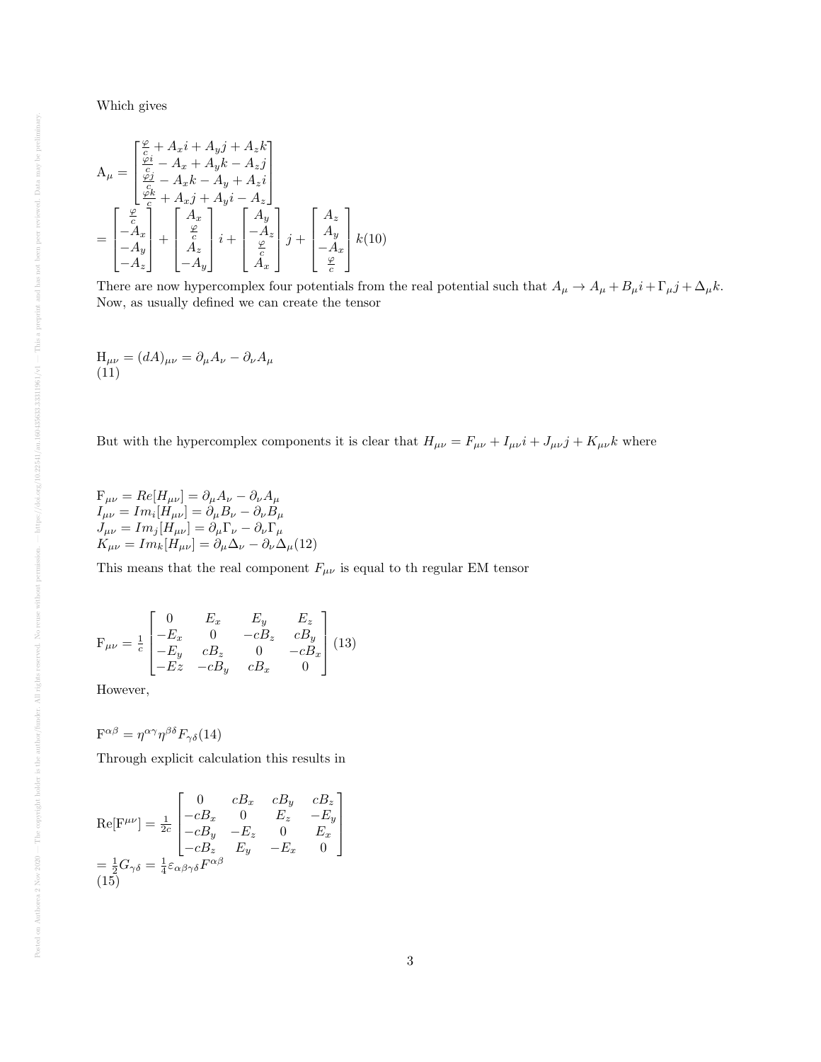Which gives

$$
\mathrm{A}_\mu = \begin{bmatrix} \frac{\varphi}{c} + A_x i + A_y j + A_z k \\ \frac{\varphi i}{c} - A_x + A_y k - A_z j \\ \frac{\varphi j}{c} - A_x k - A_y + A_z i \\ \frac{\varphi k}{c} + A_x j + A_y i - A_z \end{bmatrix}
$$

$$
= \begin{bmatrix} \frac{\varphi}{c} \\ -A_x \\ -A_y \\ -A_z \end{bmatrix} + \begin{bmatrix} A_x \\ \frac{\varphi}{c} \\ A_z \\ -A_y \end{bmatrix} i + \begin{bmatrix} A_y \\ -A_z \\ \frac{\varphi}{c} \\ A_x \end{bmatrix} j + \begin{bmatrix} A_z \\ A_y \\ -A_x \\ \frac{\varphi}{c} \end{bmatrix} k (10)
$$

There are now hypercomplex four potentials from the real potential such that $A_\mu \rightarrow A_\mu + B_\mu i + \Gamma_\mu j + \Delta_\mu k$. Now, as usually defined we can create the tensor

$$
\mathrm{H}_{\mu\nu} = (dA)_{\mu\nu} = \partial_\mu A_\nu - \partial_\nu A_\mu
$$
(11)

But with the hypercomplex components it is clear that $H_{\mu\nu} = F_{\mu\nu} + I_{\mu\nu} i + J_{\mu\nu} j + K_{\mu\nu} k$ where

$$
\begin{aligned}
\mathrm{F}_{\mu\nu} &= Re[H_{\mu\nu}] = \partial_\mu A_\nu - \partial_\nu A_\mu \\
I_{\mu\nu} &= Im_i[H_{\mu\nu}] = \partial_\mu B_\nu - \partial_\nu B_\mu \\
J_{\mu\nu} &= Im_j[H_{\mu\nu}] = \partial_\mu \Gamma_\nu - \partial_\nu \Gamma_\mu \\
K_{\mu\nu} &= Im_k[H_{\mu\nu}] = \partial_\mu \Delta_\nu - \partial_\nu \Delta_\mu (12)
\end{aligned}
$$

This means that the real component $F_{\mu\nu}$ is equal to th regular EM tensor

$$
\mathrm{F}_{\mu\nu} = \frac{1}{c} \begin{bmatrix} 0 & E_x & E_y & E_z \\ -E_x & 0 & -cB_z & cB_y \\ -E_y & cB_z & 0 & -cB_x \\ -Ez & -cB_y & cB_x & 0 \end{bmatrix} (13)
$$

However,

$$
\mathrm{F}^{\alpha\beta} = \eta^{\alpha\gamma} \eta^{\beta\delta} F_{\gamma\delta} (14)
$$

Through explicit calculation this results in

$$
\mathrm{Re}[\mathrm{F}^{\mu\nu}] = \frac{1}{2c} \begin{bmatrix} 0 & cB_x & cB_y & cB_z \\ -cB_x & 0 & E_z & -E_y \\ -cB_y & -E_z & 0 & E_x \\ -cB_z & E_y & -E_x & 0 \end{bmatrix}
$$

$$
= \frac{1}{2} G_{\gamma\delta} = \frac{1}{4} \varepsilon_{\alpha\beta\gamma\delta} F^{\alpha\beta}
$$
(15)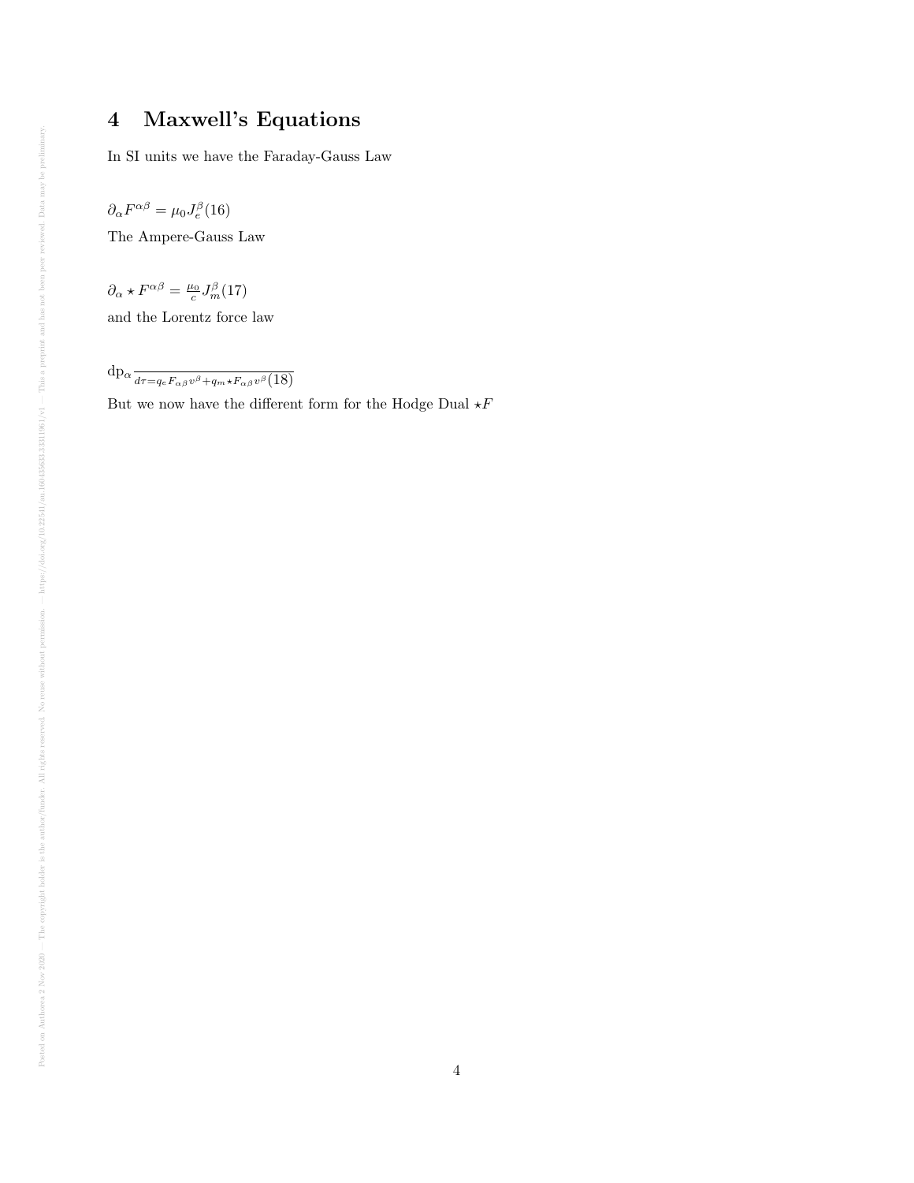# 4 Maxwell's Equations

In SI units we have the Faraday-Gauss Law

$\partial_\alpha F^{\alpha\beta} = \mu_0 J_e^\beta (16)$

The Ampere-Gauss Law

$\partial_\alpha \star F^{\alpha\beta} = \frac{\mu_0}{c} J_m^\beta (17)$

and the Lorentz force law

$\mathrm{dp}_\alpha \overline{{}_{d\tau = q_e F_{\alpha\beta} v^\beta + q_m \star F_{\alpha\beta} v^\beta (18)}}$

But we now have the different form for the Hodge Dual $\star F$